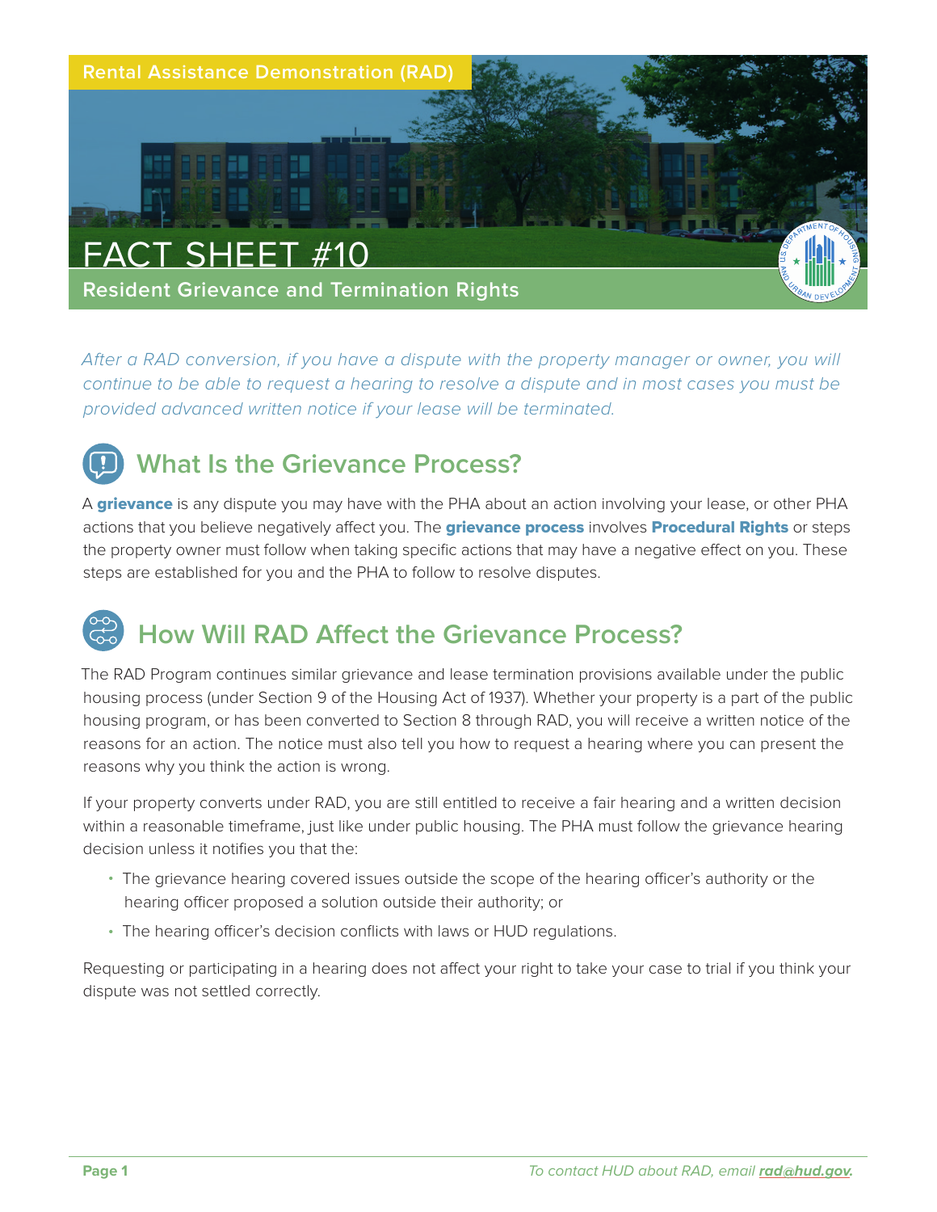Rental Assistance Demonstration (RAD)

# FACT SHEET #10

## Resident Grievance and Termination Rights

*After a RAD conversion, if you have a dispute with the property manager or owner, you will continue to be able to request a hearing to resolve a dispute and in most cases you must be provided advanced written notice if your lease will be terminated.*

## What Is the Grievance Process?

A **grievance** is any dispute you may have with the PHA about an action involving your lease, or other PHA actions that you believe negatively affect you. The **grievance process** involves **Procedural Rights** or steps the property owner must follow when taking specific actions that may have a negative effect on you. These steps are established for you and the PHA to follow to resolve disputes.

## How Will RAD Affect the Grievance Process?

The RAD Program continues similar grievance and lease termination provisions available under the public housing process (under Section 9 of the Housing Act of 1937). Whether your property is a part of the public housing program, or has been converted to Section 8 through RAD, you will receive a written notice of the reasons for an action. The notice must also tell you how to request a hearing where you can present the reasons why you think the action is wrong.

If your property converts under RAD, you are still entitled to receive a fair hearing and a written decision within a reasonable timeframe, just like under public housing. The PHA must follow the grievance hearing decision unless it notifies you that the:

- The grievance hearing covered issues outside the scope of the hearing officer's authority or the hearing officer proposed a solution outside their authority; or
- The hearing officer's decision conflicts with laws or HUD regulations.

Requesting or participating in a hearing does not affect your right to take your case to trial if you think your dispute was not settled correctly.

*To contact HUD about RAD, email **rad@hud.gov**.*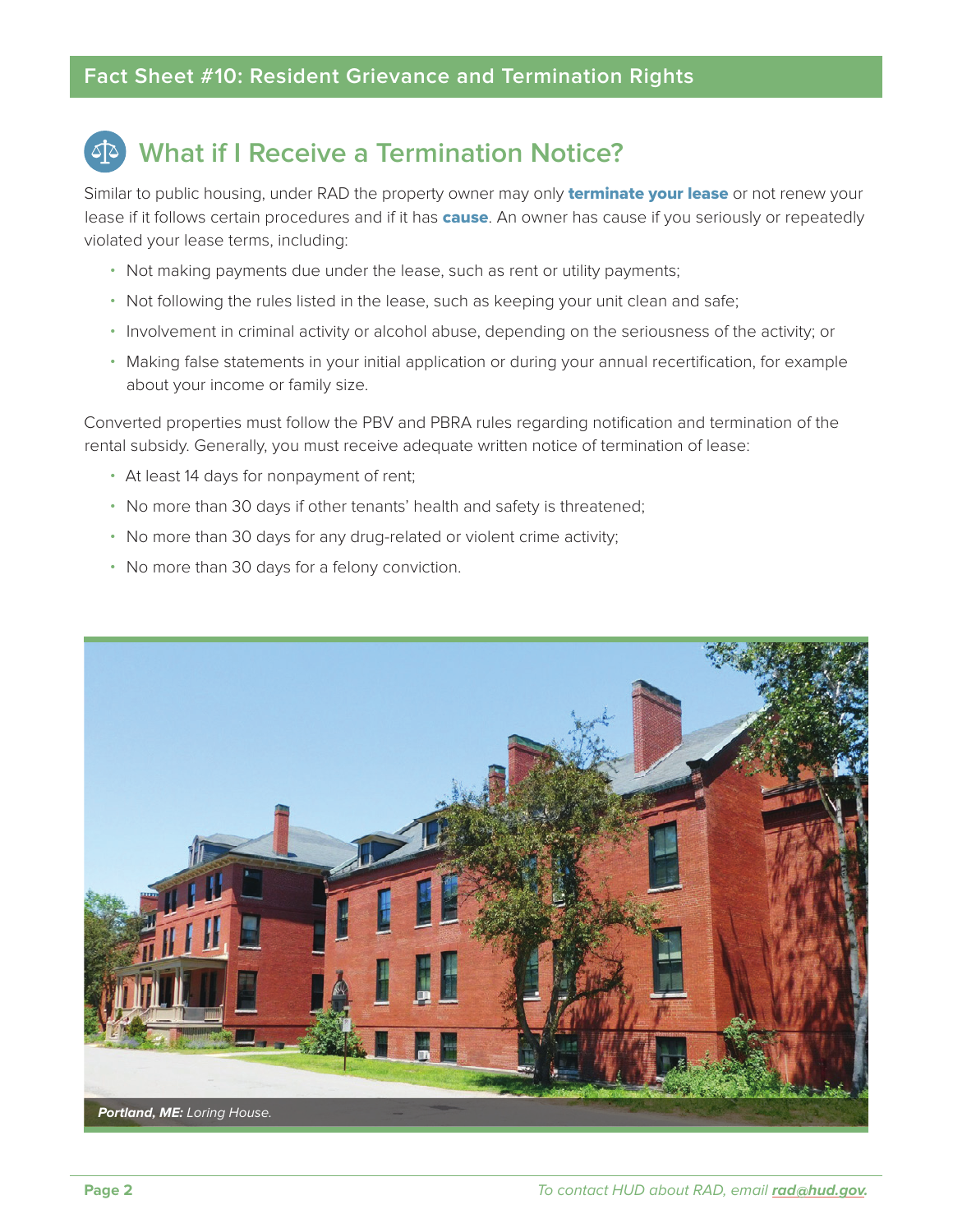# Fact Sheet #10: Resident Grievance and Termination Rights

## What if I Receive a Termination Notice?

Similar to public housing, under RAD the property owner may only **terminate your lease** or not renew your lease if it follows certain procedures and if it has **cause**. An owner has cause if you seriously or repeatedly violated your lease terms, including:

- Not making payments due under the lease, such as rent or utility payments;
- Not following the rules listed in the lease, such as keeping your unit clean and safe;
- Involvement in criminal activity or alcohol abuse, depending on the seriousness of the activity; or
- Making false statements in your initial application or during your annual recertification, for example about your income or family size.

Converted properties must follow the PBV and PBRA rules regarding notification and termination of the rental subsidy. Generally, you must receive adequate written notice of termination of lease:

- At least 14 days for nonpayment of rent;
- No more than 30 days if other tenants' health and safety is threatened;
- No more than 30 days for any drug-related or violent crime activity;
- No more than 30 days for a felony conviction.

***Portland, ME:*** *Loring House.*

*To contact HUD about RAD, email* ***rad@hud.gov****.*